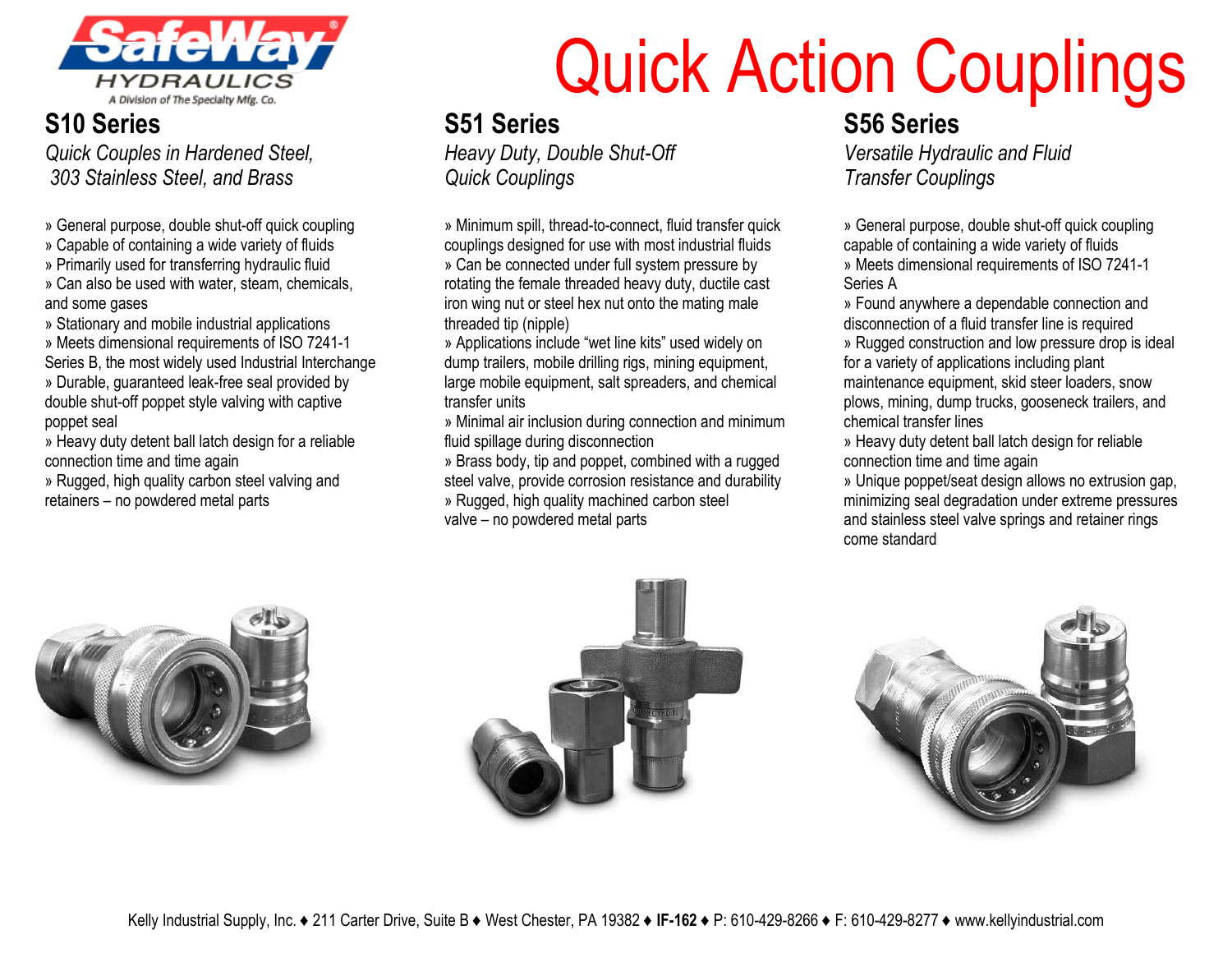SafeWay HYDRAULICS
A Division of The Specialty Mfg. Co.

# Quick Action Couplings

## S10 Series

*Quick Couples in Hardened Steel, 303 Stainless Steel, and Brass*

» General purpose, double shut-off quick coupling
» Capable of containing a wide variety of fluids
» Primarily used for transferring hydraulic fluid
» Can also be used with water, steam, chemicals, and some gases
» Stationary and mobile industrial applications
» Meets dimensional requirements of ISO 7241-1 Series B, the most widely used Industrial Interchange
» Durable, guaranteed leak-free seal provided by double shut-off poppet style valving with captive poppet seal
» Heavy duty detent ball latch design for a reliable connection time and time again
» Rugged, high quality carbon steel valving and retainers – no powdered metal parts

## S51 Series

*Heavy Duty, Double Shut-Off Quick Couplings*

» Minimum spill, thread-to-connect, fluid transfer quick couplings designed for use with most industrial fluids
» Can be connected under full system pressure by rotating the female threaded heavy duty, ductile cast iron wing nut or steel hex nut onto the mating male threaded tip (nipple)
» Applications include "wet line kits" used widely on dump trailers, mobile drilling rigs, mining equipment, large mobile equipment, salt spreaders, and chemical transfer units
» Minimal air inclusion during connection and minimum fluid spillage during disconnection
» Brass body, tip and poppet, combined with a rugged steel valve, provide corrosion resistance and durability
» Rugged, high quality machined carbon steel valve – no powdered metal parts

## S56 Series

*Versatile Hydraulic and Fluid Transfer Couplings*

» General purpose, double shut-off quick coupling capable of containing a wide variety of fluids
» Meets dimensional requirements of ISO 7241-1 Series A
» Found anywhere a dependable connection and disconnection of a fluid transfer line is required
» Rugged construction and low pressure drop is ideal for a variety of applications including plant maintenance equipment, skid steer loaders, snow plows, mining, dump trucks, gooseneck trailers, and chemical transfer lines
» Heavy duty detent ball latch design for reliable connection time and time again
» Unique poppet/seat design allows no extrusion gap, minimizing seal degradation under extreme pressures and stainless steel valve springs and retainer rings come standard

Kelly Industrial Supply, Inc. ♦ 211 Carter Drive, Suite B ♦ West Chester, PA 19382 ♦ **IF-162** ♦ P: 610-429-8266 ♦ F: 610-429-8277 ♦ www.kellyindustrial.com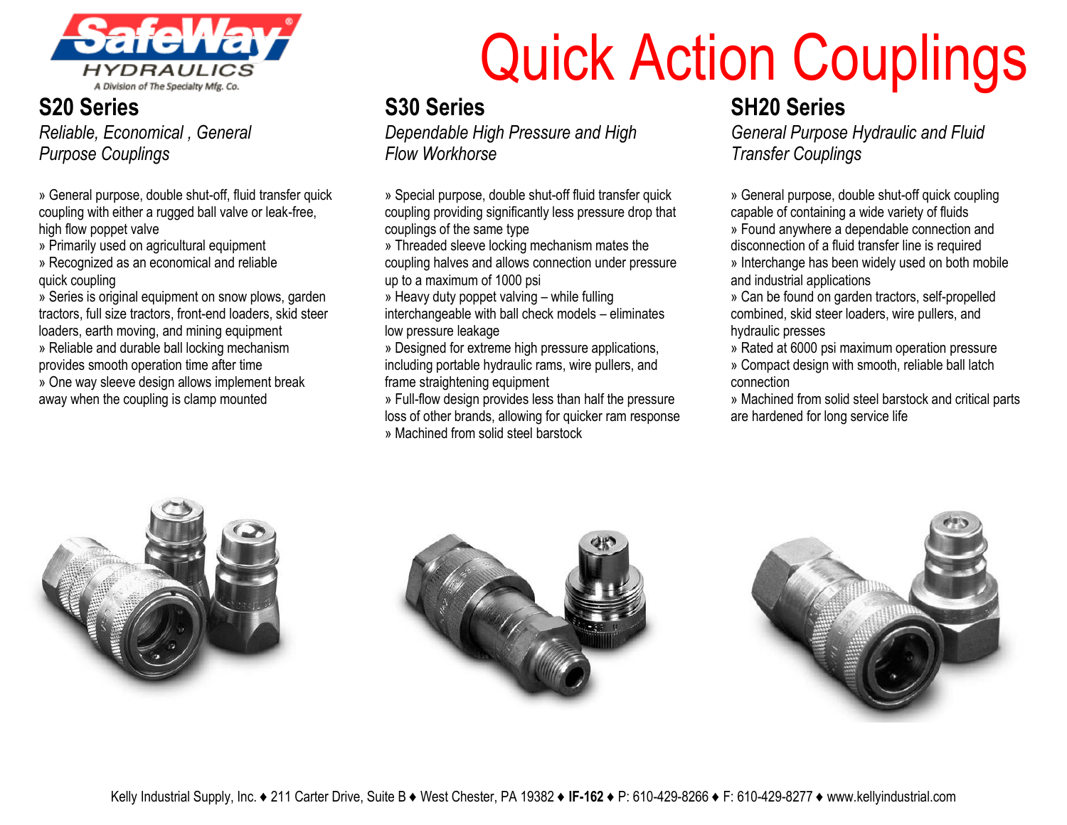# Quick Action Couplings

## S20 Series

*Reliable, Economical , General Purpose Couplings*

» General purpose, double shut-off, fluid transfer quick coupling with either a rugged ball valve or leak-free, high flow poppet valve
» Primarily used on agricultural equipment
» Recognized as an economical and reliable quick coupling
» Series is original equipment on snow plows, garden tractors, full size tractors, front-end loaders, skid steer loaders, earth moving, and mining equipment
» Reliable and durable ball locking mechanism provides smooth operation time after time
» One way sleeve design allows implement break away when the coupling is clamp mounted

## S30 Series

*Dependable High Pressure and High Flow Workhorse*

» Special purpose, double shut-off fluid transfer quick coupling providing significantly less pressure drop that couplings of the same type
» Threaded sleeve locking mechanism mates the coupling halves and allows connection under pressure up to a maximum of 1000 psi
» Heavy duty poppet valving – while fulling interchangeable with ball check models – eliminates low pressure leakage
» Designed for extreme high pressure applications, including portable hydraulic rams, wire pullers, and frame straightening equipment
» Full-flow design provides less than half the pressure loss of other brands, allowing for quicker ram response
» Machined from solid steel barstock

## SH20 Series

*General Purpose Hydraulic and Fluid Transfer Couplings*

» General purpose, double shut-off quick coupling capable of containing a wide variety of fluids
» Found anywhere a dependable connection and disconnection of a fluid transfer line is required
» Interchange has been widely used on both mobile and industrial applications
» Can be found on garden tractors, self-propelled combined, skid steer loaders, wire pullers, and hydraulic presses
» Rated at 6000 psi maximum operation pressure
» Compact design with smooth, reliable ball latch connection
» Machined from solid steel barstock and critical parts are hardened for long service life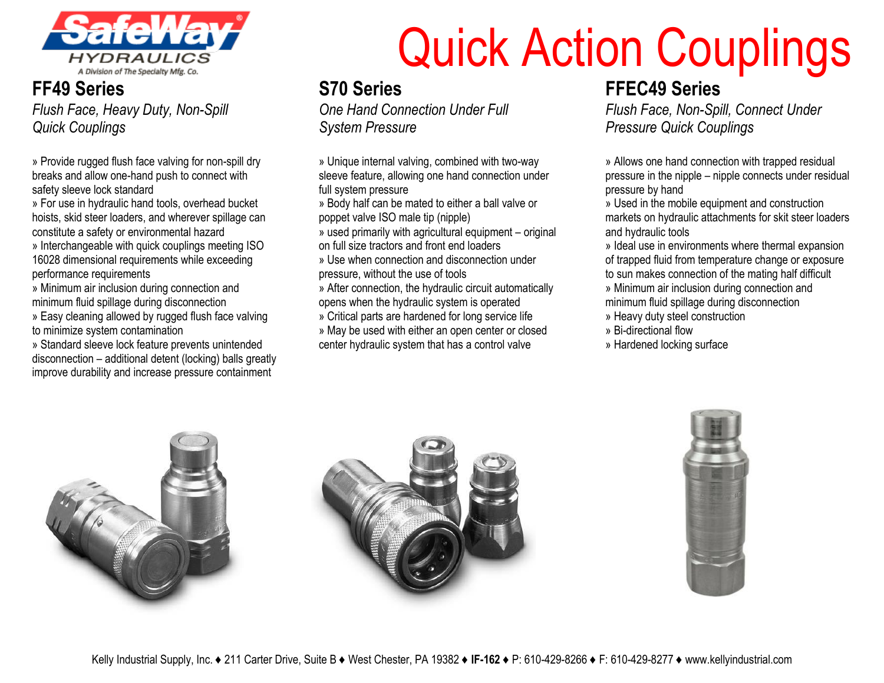# Quick Action Couplings

## FF49 Series

*Flush Face, Heavy Duty, Non-Spill Quick Couplings*

» Provide rugged flush face valving for non-spill dry breaks and allow one-hand push to connect with safety sleeve lock standard
» For use in hydraulic hand tools, overhead bucket hoists, skid steer loaders, and wherever spillage can constitute a safety or environmental hazard
» Interchangeable with quick couplings meeting ISO 16028 dimensional requirements while exceeding performance requirements
» Minimum air inclusion during connection and minimum fluid spillage during disconnection
» Easy cleaning allowed by rugged flush face valving to minimize system contamination
» Standard sleeve lock feature prevents unintended disconnection – additional detent (locking) balls greatly improve durability and increase pressure containment

## S70 Series

*One Hand Connection Under Full System Pressure*

» Unique internal valving, combined with two-way sleeve feature, allowing one hand connection under full system pressure
» Body half can be mated to either a ball valve or poppet valve ISO male tip (nipple)
» used primarily with agricultural equipment – original on full size tractors and front end loaders
» Use when connection and disconnection under pressure, without the use of tools
» After connection, the hydraulic circuit automatically opens when the hydraulic system is operated
» Critical parts are hardened for long service life
» May be used with either an open center or closed center hydraulic system that has a control valve

## FFEC49 Series

*Flush Face, Non-Spill, Connect Under Pressure Quick Couplings*

» Allows one hand connection with trapped residual pressure in the nipple – nipple connects under residual pressure by hand
» Used in the mobile equipment and construction markets on hydraulic attachments for skit steer loaders and hydraulic tools
» Ideal use in environments where thermal expansion of trapped fluid from temperature change or exposure to sun makes connection of the mating half difficult
» Minimum air inclusion during connection and minimum fluid spillage during disconnection
» Heavy duty steel construction
» Bi-directional flow
» Hardened locking surface

Kelly Industrial Supply, Inc. ♦ 211 Carter Drive, Suite B ♦ West Chester, PA 19382 ♦ **IF-162** ♦ P: 610-429-8266 ♦ F: 610-429-8277 ♦ www.kellyindustrial.com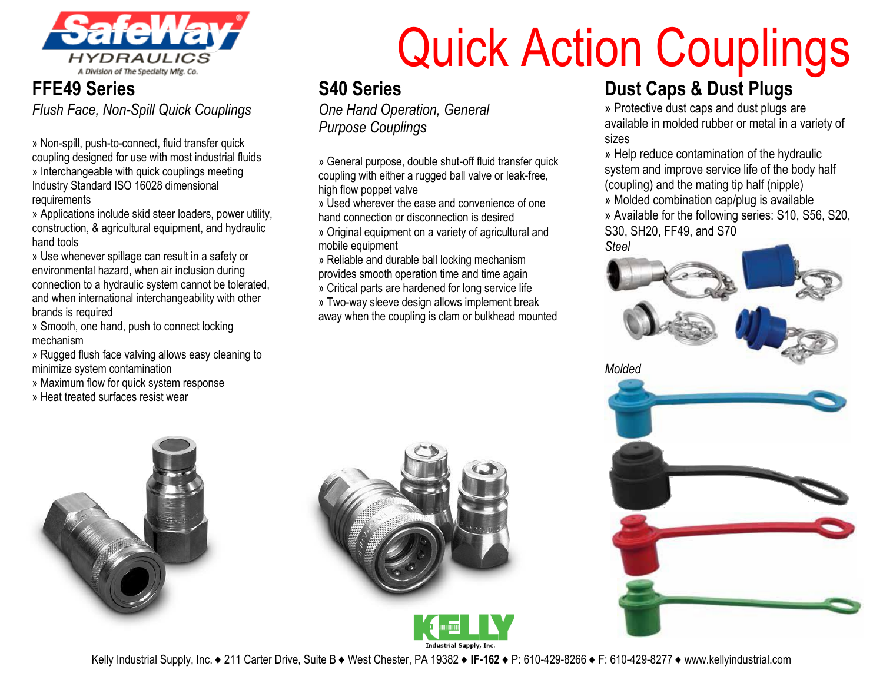SafeWay HYDRAULICS

A Division of The Specialty Mfg. Co.

# Quick Action Couplings

## FFE49 Series

*Flush Face, Non-Spill Quick Couplings*

» Non-spill, push-to-connect, fluid transfer quick coupling designed for use with most industrial fluids
» Interchangeable with quick couplings meeting Industry Standard ISO 16028 dimensional requirements
» Applications include skid steer loaders, power utility, construction, & agricultural equipment, and hydraulic hand tools
» Use whenever spillage can result in a safety or environmental hazard, when air inclusion during connection to a hydraulic system cannot be tolerated, and when international interchangeability with other brands is required
» Smooth, one hand, push to connect locking mechanism
» Rugged flush face valving allows easy cleaning to minimize system contamination
» Maximum flow for quick system response
» Heat treated surfaces resist wear

## S40 Series

*One Hand Operation, General Purpose Couplings*

» General purpose, double shut-off fluid transfer quick coupling with either a rugged ball valve or leak-free, high flow poppet valve
» Used wherever the ease and convenience of one hand connection or disconnection is desired
» Original equipment on a variety of agricultural and mobile equipment
» Reliable and durable ball locking mechanism provides smooth operation time and time again
» Critical parts are hardened for long service life
» Two-way sleeve design allows implement break away when the coupling is clam or bulkhead mounted

## Dust Caps & Dust Plugs

» Protective dust caps and dust plugs are available in molded rubber or metal in a variety of sizes
» Help reduce contamination of the hydraulic system and improve service life of the body half (coupling) and the mating tip half (nipple)
» Molded combination cap/plug is available
» Available for the following series: S10, S56, S20, S30, SH20, FF49, and S70

*Steel*

*Molded*

KELLY Industrial Supply, Inc.

Kelly Industrial Supply, Inc. ♦ 211 Carter Drive, Suite B ♦ West Chester, PA 19382 ♦ **IF-162** ♦ P: 610-429-8266 ♦ F: 610-429-8277 ♦ www.kellyindustrial.com